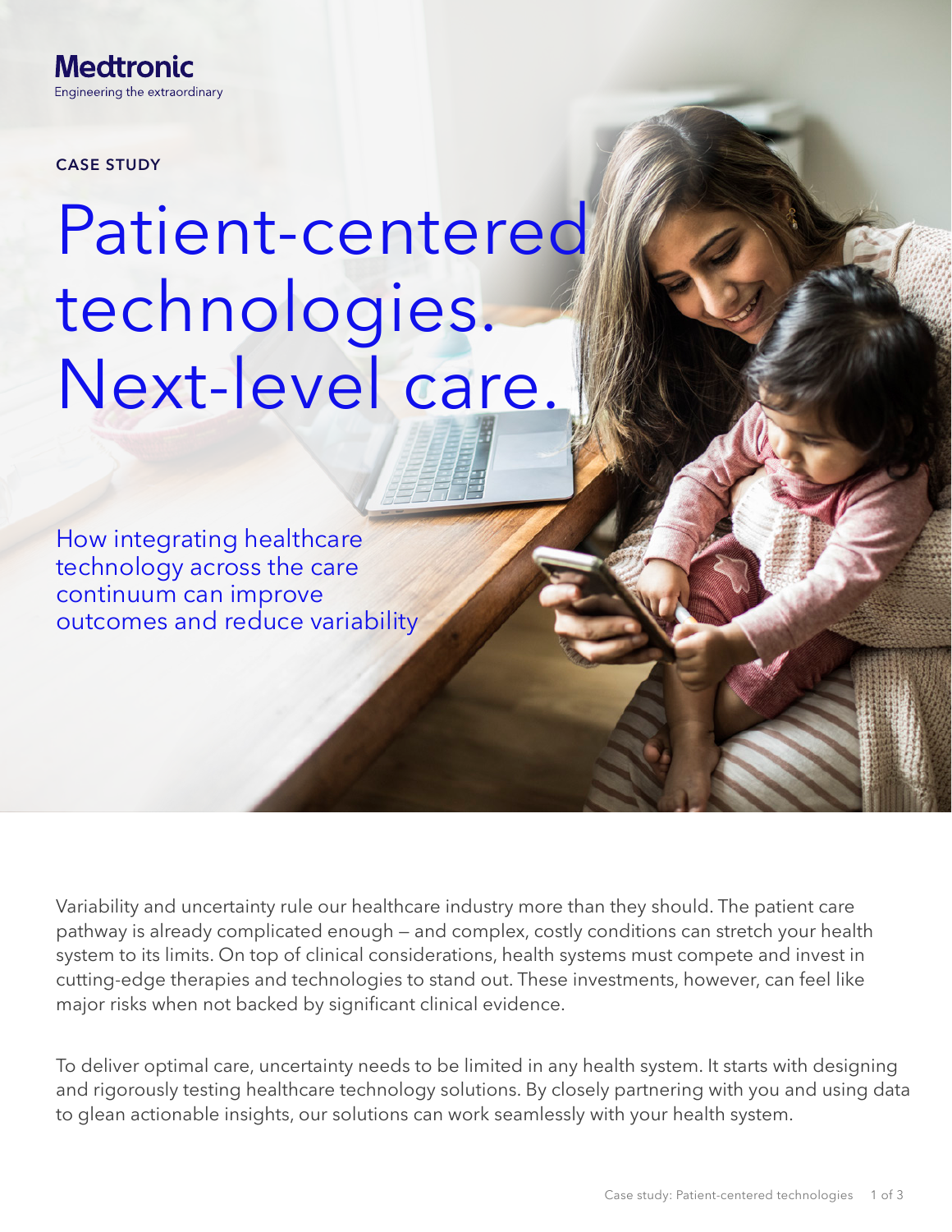Medtronic
Engineering the extraordinary

CASE STUDY

# Patient-centered technologies. Next-level care.

## How integrating healthcare technology across the care continuum can improve outcomes and reduce variability

Variability and uncertainty rule our healthcare industry more than they should. The patient care pathway is already complicated enough — and complex, costly conditions can stretch your health system to its limits. On top of clinical considerations, health systems must compete and invest in cutting-edge therapies and technologies to stand out. These investments, however, can feel like major risks when not backed by significant clinical evidence.

To deliver optimal care, uncertainty needs to be limited in any health system. It starts with designing and rigorously testing healthcare technology solutions. By closely partnering with you and using data to glean actionable insights, our solutions can work seamlessly with your health system.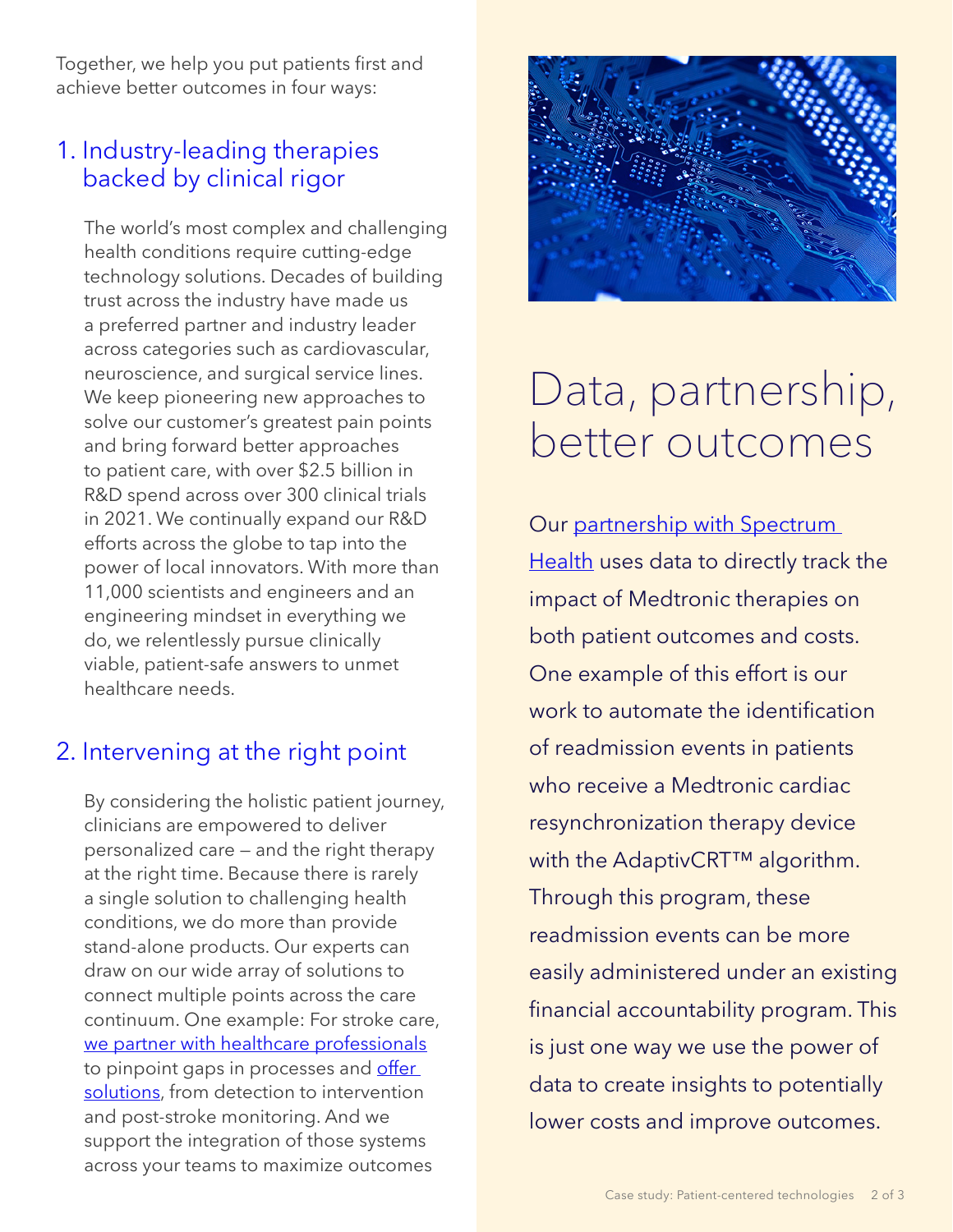Together, we help you put patients first and achieve better outcomes in four ways:

## 1. Industry-leading therapies backed by clinical rigor

The world's most complex and challenging health conditions require cutting-edge technology solutions. Decades of building trust across the industry have made us a preferred partner and industry leader across categories such as cardiovascular, neuroscience, and surgical service lines. We keep pioneering new approaches to solve our customer's greatest pain points and bring forward better approaches to patient care, with over $2.5 billion in R&D spend across over 300 clinical trials in 2021. We continually expand our R&D efforts across the globe to tap into the power of local innovators. With more than 11,000 scientists and engineers and an engineering mindset in everything we do, we relentlessly pursue clinically viable, patient-safe answers to unmet healthcare needs.

## 2. Intervening at the right point

By considering the holistic patient journey, clinicians are empowered to deliver personalized care — and the right therapy at the right time. Because there is rarely a single solution to challenging health conditions, we do more than provide stand-alone products. Our experts can draw on our wide array of solutions to connect multiple points across the care continuum. One example: For stroke care, we partner with healthcare professionals to pinpoint gaps in processes and offer solutions, from detection to intervention and post-stroke monitoring. And we support the integration of those systems across your teams to maximize outcomes

# Data, partnership, better outcomes

Our partnership with Spectrum Health uses data to directly track the impact of Medtronic therapies on both patient outcomes and costs. One example of this effort is our work to automate the identification of readmission events in patients who receive a Medtronic cardiac resynchronization therapy device with the AdaptivCRT™ algorithm. Through this program, these readmission events can be more easily administered under an existing financial accountability program. This is just one way we use the power of data to create insights to potentially lower costs and improve outcomes.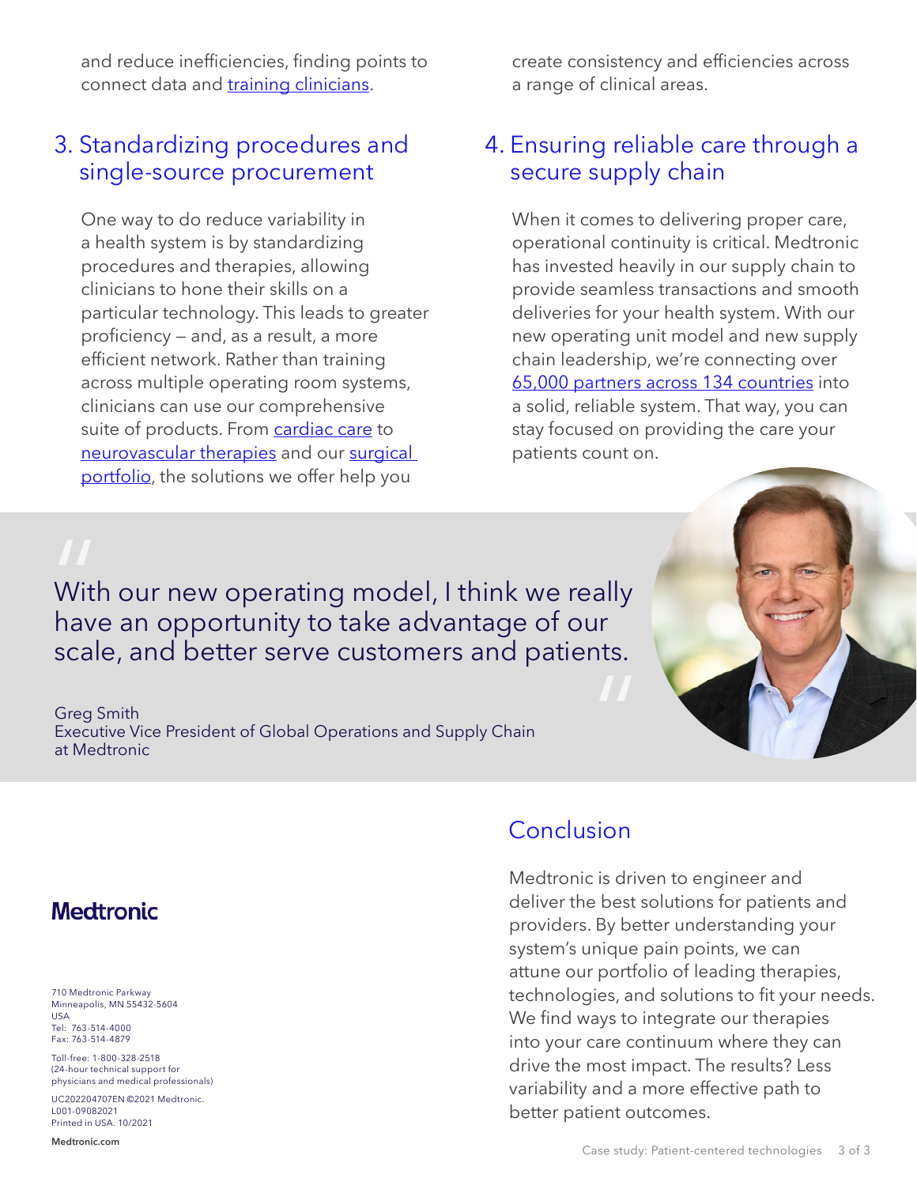and reduce inefficiencies, finding points to connect data and training clinicians.

create consistency and efficiencies across a range of clinical areas.

## 3. Standardizing procedures and single-source procurement

One way to do reduce variability in a health system is by standardizing procedures and therapies, allowing clinicians to hone their skills on a particular technology. This leads to greater proficiency – and, as a result, a more efficient network. Rather than training across multiple operating room systems, clinicians can use our comprehensive suite of products. From cardiac care to neurovascular therapies and our surgical portfolio, the solutions we offer help you create consistency and efficiencies across a range of clinical areas.

## 4. Ensuring reliable care through a secure supply chain

When it comes to delivering proper care, operational continuity is critical. Medtronic has invested heavily in our supply chain to provide seamless transactions and smooth deliveries for your health system. With our new operating unit model and new supply chain leadership, we're connecting over 65,000 partners across 134 countries into a solid, reliable system. That way, you can stay focused on providing the care your patients count on.

> "With our new operating model, I think we really have an opportunity to take advantage of our scale, and better serve customers and patients."
>
> Greg Smith
> Executive Vice President of Global Operations and Supply Chain at Medtronic

## Conclusion

Medtronic is driven to engineer and deliver the best solutions for patients and providers. By better understanding your system's unique pain points, we can attune our portfolio of leading therapies, technologies, and solutions to fit your needs. We find ways to integrate our therapies into your care continuum where they can drive the most impact. The results? Less variability and a more effective path to better patient outcomes.

**Medtronic**

710 Medtronic Parkway
Minneapolis, MN 55432-5604
USA
Tel: 763-514-4000
Fax: 763-514-4879

Toll-free: 1-800-328-2518
(24-hour technical support for physicians and medical professionals)

UC202204707EN ©2021 Medtronic.
L001-09082021
Printed in USA. 10/2021

**Medtronic.com**